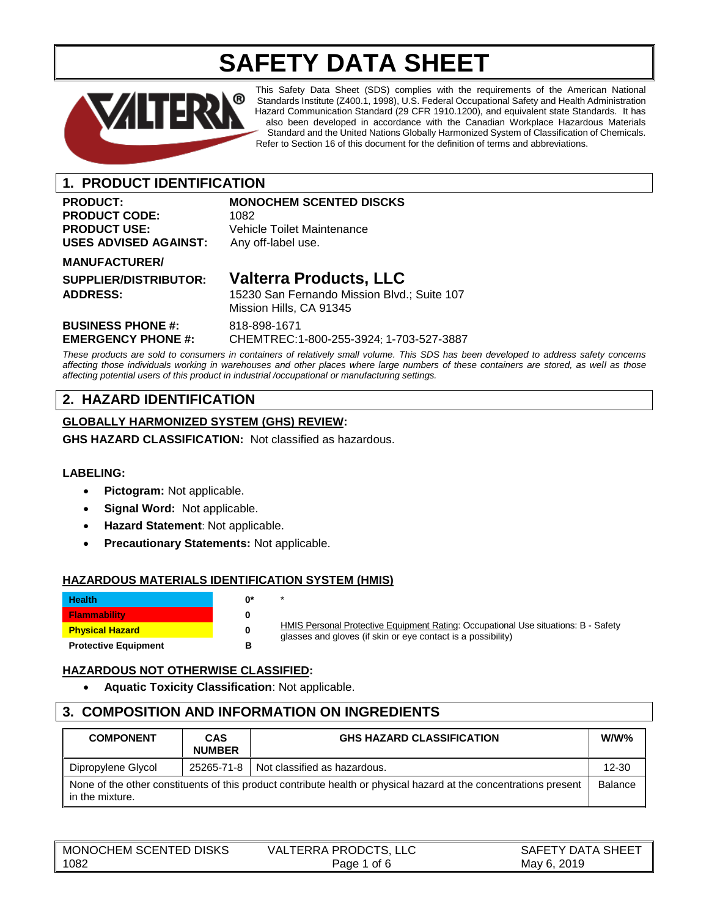# SAFETY DATA SHEET

This Safety Data Sheet (SDS) complies with the requirements of the American National Standards Institute (Z400.1, 1998), U.S. Federal Occupational Safety and Health Administration Hazard Communication Standard (29 CFR 1910.1200), and equivalent state Standards. It has also been developed in accordance with the Canadian Workplace Hazardous Materials Standard and the United Nations Globally Harmonized System of Classification of Chemicals. Refer to Section 16 of this document for the definition of terms and abbreviations.

## 1. PRODUCT IDENTIFICATION

**PRODUCT:** **MONOCHEM SCENTED DISCKS**
**PRODUCT CODE:** 1082
**PRODUCT USE:** Vehicle Toilet Maintenance
**USES ADVISED AGAINST:** Any off-label use.

**MANUFACTURER/ SUPPLIER/DISTRIBUTOR:** **Valterra Products, LLC**
**ADDRESS:** 15230 San Fernando Mission Blvd.; Suite 107
Mission Hills, CA 91345

**BUSINESS PHONE #:** 818-898-1671
**EMERGENCY PHONE #:** CHEMTREC:1-800-255-3924; 1-703-527-3887

*These products are sold to consumers in containers of relatively small volume. This SDS has been developed to address safety concerns affecting those individuals working in warehouses and other places where large numbers of these containers are stored, as well as those affecting potential users of this product in industrial /occupational or manufacturing settings.*

## 2. HAZARD IDENTIFICATION

**GLOBALLY HARMONIZED SYSTEM (GHS) REVIEW:**

**GHS HAZARD CLASSIFICATION:** Not classified as hazardous.

**LABELING:**

- **Pictogram:** Not applicable.
- **Signal Word:** Not applicable.
- **Hazard Statement**: Not applicable.
- **Precautionary Statements:** Not applicable.

**HAZARDOUS MATERIALS IDENTIFICATION SYSTEM (HMIS)**

| | | |
|---|---|---|
| Health | 0* | * |
| Flammability | 0 | |
| Physical Hazard | 0 | HMIS Personal Protective Equipment Rating: Occupational Use situations: B - Safety glasses and gloves (if skin or eye contact is a possibility) |
| Protective Equipment | B | |

**HAZARDOUS NOT OTHERWISE CLASSIFIED:**

- **Aquatic Toxicity Classification**: Not applicable.

## 3. COMPOSITION AND INFORMATION ON INGREDIENTS

| COMPONENT | CAS NUMBER | GHS HAZARD CLASSIFICATION | W/W% |
|---|---|---|---|
| Dipropylene Glycol | 25265-71-8 | Not classified as hazardous. | 12-30 |
| None of the other constituents of this product contribute health or physical hazard at the concentrations present in the mixture. | | | Balance |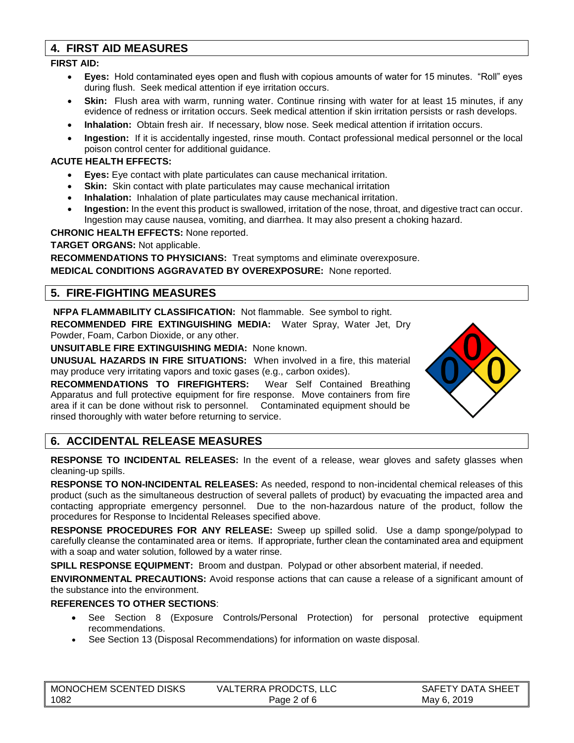## 4. FIRST AID MEASURES

**FIRST AID:**

- **Eyes:** Hold contaminated eyes open and flush with copious amounts of water for 15 minutes. "Roll" eyes during flush. Seek medical attention if eye irritation occurs.
- **Skin:** Flush area with warm, running water. Continue rinsing with water for at least 15 minutes, if any evidence of redness or irritation occurs. Seek medical attention if skin irritation persists or rash develops.
- **Inhalation:** Obtain fresh air. If necessary, blow nose. Seek medical attention if irritation occurs.
- **Ingestion:** If it is accidentally ingested, rinse mouth. Contact professional medical personnel or the local poison control center for additional guidance.

**ACUTE HEALTH EFFECTS:**

- **Eyes:** Eye contact with plate particulates can cause mechanical irritation.
- **Skin:** Skin contact with plate particulates may cause mechanical irritation
- **Inhalation:** Inhalation of plate particulates may cause mechanical irritation.
- **Ingestion:** In the event this product is swallowed, irritation of the nose, throat, and digestive tract can occur. Ingestion may cause nausea, vomiting, and diarrhea. It may also present a choking hazard.

**CHRONIC HEALTH EFFECTS:** None reported.

**TARGET ORGANS:** Not applicable.

**RECOMMENDATIONS TO PHYSICIANS:** Treat symptoms and eliminate overexposure.

**MEDICAL CONDITIONS AGGRAVATED BY OVEREXPOSURE:** None reported.

## 5. FIRE-FIGHTING MEASURES

**NFPA FLAMMABILITY CLASSIFICATION:** Not flammable. See symbol to right.

**RECOMMENDED FIRE EXTINGUISHING MEDIA:** Water Spray, Water Jet, Dry Powder, Foam, Carbon Dioxide, or any other.

**UNSUITABLE FIRE EXTINGUISHING MEDIA:** None known.

**UNUSUAL HAZARDS IN FIRE SITUATIONS:** When involved in a fire, this material may produce very irritating vapors and toxic gases (e.g., carbon oxides).

**RECOMMENDATIONS TO FIREFIGHTERS:** Wear Self Contained Breathing Apparatus and full protective equipment for fire response. Move containers from fire area if it can be done without risk to personnel. Contaminated equipment should be rinsed thoroughly with water before returning to service.

NFPA: Health 0, Flammability 0, Instability 0

## 6. ACCIDENTAL RELEASE MEASURES

**RESPONSE TO INCIDENTAL RELEASES:** In the event of a release, wear gloves and safety glasses when cleaning-up spills.

**RESPONSE TO NON-INCIDENTAL RELEASES:** As needed, respond to non-incidental chemical releases of this product (such as the simultaneous destruction of several pallets of product) by evacuating the impacted area and contacting appropriate emergency personnel. Due to the non-hazardous nature of the product, follow the procedures for Response to Incidental Releases specified above.

**RESPONSE PROCEDURES FOR ANY RELEASE:** Sweep up spilled solid. Use a damp sponge/polypad to carefully cleanse the contaminated area or items. If appropriate, further clean the contaminated area and equipment with a soap and water solution, followed by a water rinse.

**SPILL RESPONSE EQUIPMENT:** Broom and dustpan. Polypad or other absorbent material, if needed.

**ENVIRONMENTAL PRECAUTIONS:** Avoid response actions that can cause a release of a significant amount of the substance into the environment.

**REFERENCES TO OTHER SECTIONS**:

- See Section 8 (Exposure Controls/Personal Protection) for personal protective equipment recommendations.
- See Section 13 (Disposal Recommendations) for information on waste disposal.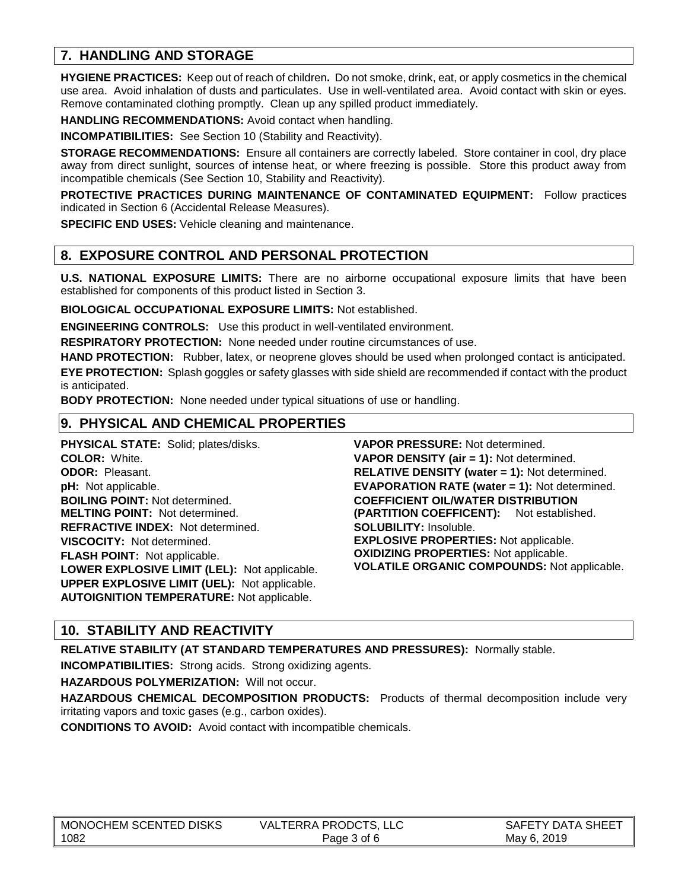## 7. HANDLING AND STORAGE

**HYGIENE PRACTICES:** Keep out of reach of children**.** Do not smoke, drink, eat, or apply cosmetics in the chemical use area. Avoid inhalation of dusts and particulates. Use in well-ventilated area. Avoid contact with skin or eyes. Remove contaminated clothing promptly. Clean up any spilled product immediately.

**HANDLING RECOMMENDATIONS:** Avoid contact when handling.

**INCOMPATIBILITIES:** See Section 10 (Stability and Reactivity).

**STORAGE RECOMMENDATIONS:** Ensure all containers are correctly labeled. Store container in cool, dry place away from direct sunlight, sources of intense heat, or where freezing is possible. Store this product away from incompatible chemicals (See Section 10, Stability and Reactivity).

**PROTECTIVE PRACTICES DURING MAINTENANCE OF CONTAMINATED EQUIPMENT:** Follow practices indicated in Section 6 (Accidental Release Measures).

**SPECIFIC END USES:** Vehicle cleaning and maintenance.

## 8. EXPOSURE CONTROL AND PERSONAL PROTECTION

**U.S. NATIONAL EXPOSURE LIMITS:** There are no airborne occupational exposure limits that have been established for components of this product listed in Section 3.

**BIOLOGICAL OCCUPATIONAL EXPOSURE LIMITS:** Not established.

**ENGINEERING CONTROLS:** Use this product in well-ventilated environment.

**RESPIRATORY PROTECTION:** None needed under routine circumstances of use.

**HAND PROTECTION:** Rubber, latex, or neoprene gloves should be used when prolonged contact is anticipated.

**EYE PROTECTION:** Splash goggles or safety glasses with side shield are recommended if contact with the product is anticipated.

**BODY PROTECTION:** None needed under typical situations of use or handling.

## 9. PHYSICAL AND CHEMICAL PROPERTIES

**PHYSICAL STATE:** Solid; plates/disks.
**COLOR:** White.
**ODOR:** Pleasant.
**pH:** Not applicable.
**BOILING POINT:** Not determined.
**MELTING POINT:** Not determined.
**REFRACTIVE INDEX:** Not determined.
**VISCOCITY:** Not determined.
**FLASH POINT:** Not applicable.
**LOWER EXPLOSIVE LIMIT (LEL):** Not applicable.
**UPPER EXPLOSIVE LIMIT (UEL):** Not applicable.
**AUTOIGNITION TEMPERATURE:** Not applicable.
**VAPOR PRESSURE:** Not determined.
**VAPOR DENSITY (air = 1):** Not determined.
**RELATIVE DENSITY (water = 1):** Not determined.
**EVAPORATION RATE (water = 1):** Not determined.
**COEFFICIENT OIL/WATER DISTRIBUTION (PARTITION COEFFICENT):** Not established.
**SOLUBILITY:** Insoluble.
**EXPLOSIVE PROPERTIES:** Not applicable.
**OXIDIZING PROPERTIES:** Not applicable.
**VOLATILE ORGANIC COMPOUNDS:** Not applicable.

## 10. STABILITY AND REACTIVITY

**RELATIVE STABILITY (AT STANDARD TEMPERATURES AND PRESSURES):** Normally stable.

**INCOMPATIBILITIES:** Strong acids. Strong oxidizing agents.

**HAZARDOUS POLYMERIZATION:** Will not occur.

**HAZARDOUS CHEMICAL DECOMPOSITION PRODUCTS:** Products of thermal decomposition include very irritating vapors and toxic gases (e.g., carbon oxides).

**CONDITIONS TO AVOID:** Avoid contact with incompatible chemicals.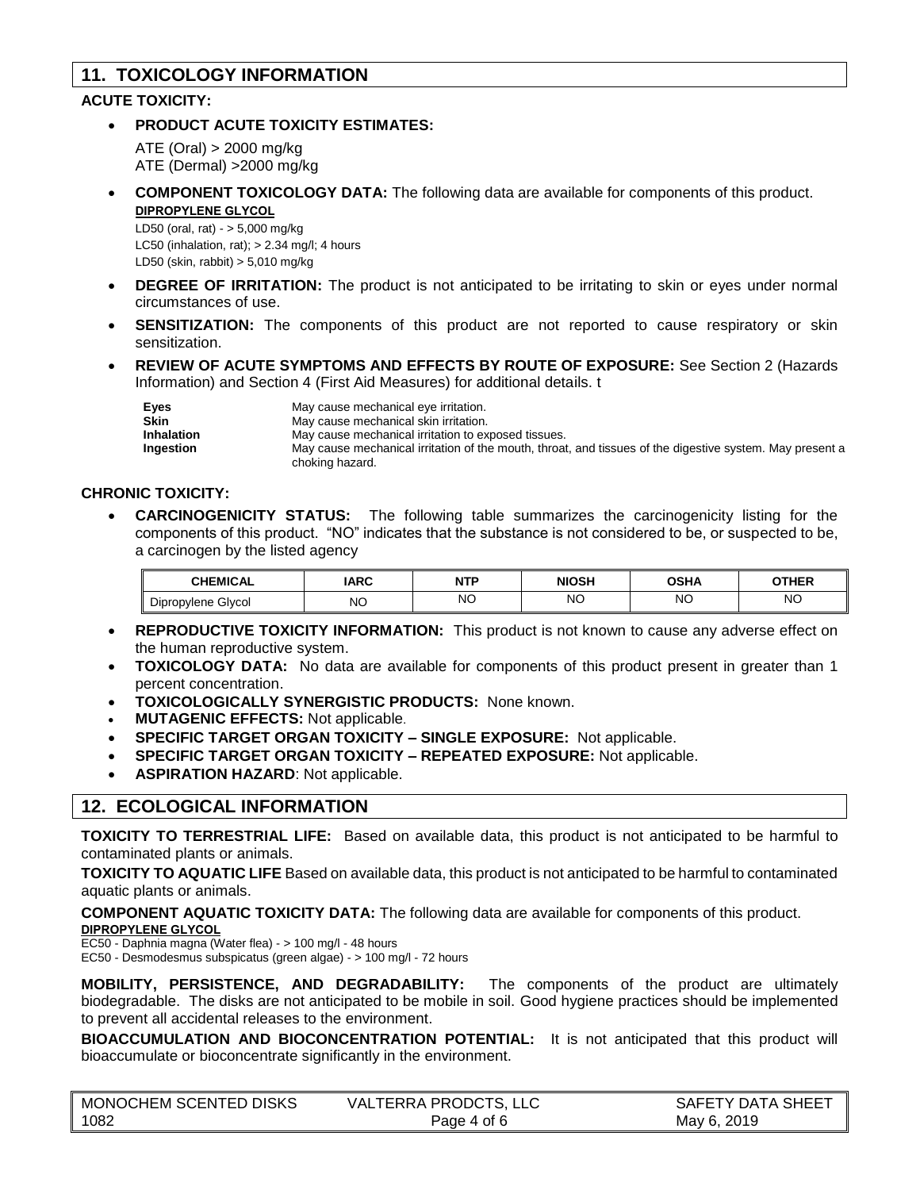## 11. TOXICOLOGY INFORMATION

**ACUTE TOXICITY:**

- **PRODUCT ACUTE TOXICITY ESTIMATES:**

  ATE (Oral) > 2000 mg/kg
  ATE (Dermal) >2000 mg/kg

- **COMPONENT TOXICOLOGY DATA:** The following data are available for components of this product.

  **DIPROPYLENE GLYCOL**

  LD50 (oral, rat) - > 5,000 mg/kg
  LC50 (inhalation, rat); > 2.34 mg/l; 4 hours
  LD50 (skin, rabbit) > 5,010 mg/kg

- **DEGREE OF IRRITATION:** The product is not anticipated to be irritating to skin or eyes under normal circumstances of use.
- **SENSITIZATION:** The components of this product are not reported to cause respiratory or skin sensitization.
- **REVIEW OF ACUTE SYMPTOMS AND EFFECTS BY ROUTE OF EXPOSURE:** See Section 2 (Hazards Information) and Section 4 (First Aid Measures) for additional details. t

| | |
|---|---|
| **Eyes** | May cause mechanical eye irritation. |
| **Skin** | May cause mechanical skin irritation. |
| **Inhalation** | May cause mechanical irritation to exposed tissues. |
| **Ingestion** | May cause mechanical irritation of the mouth, throat, and tissues of the digestive system. May present a choking hazard. |

**CHRONIC TOXICITY:**

- **CARCINOGENICITY STATUS:** The following table summarizes the carcinogenicity listing for the components of this product. "NO" indicates that the substance is not considered to be, or suspected to be, a carcinogen by the listed agency

| CHEMICAL | IARC | NTP | NIOSH | OSHA | OTHER |
|---|---|---|---|---|---|
| Dipropylene Glycol | NO | NO | NO | NO | NO |

- **REPRODUCTIVE TOXICITY INFORMATION:** This product is not known to cause any adverse effect on the human reproductive system.
- **TOXICOLOGY DATA:** No data are available for components of this product present in greater than 1 percent concentration.
- **TOXICOLOGICALLY SYNERGISTIC PRODUCTS:** None known.
- **MUTAGENIC EFFECTS:** Not applicable.
- **SPECIFIC TARGET ORGAN TOXICITY – SINGLE EXPOSURE:** Not applicable.
- **SPECIFIC TARGET ORGAN TOXICITY – REPEATED EXPOSURE:** Not applicable.
- **ASPIRATION HAZARD**: Not applicable.

## 12. ECOLOGICAL INFORMATION

**TOXICITY TO TERRESTRIAL LIFE:** Based on available data, this product is not anticipated to be harmful to contaminated plants or animals.

**TOXICITY TO AQUATIC LIFE** Based on available data, this product is not anticipated to be harmful to contaminated aquatic plants or animals.

**COMPONENT AQUATIC TOXICITY DATA:** The following data are available for components of this product.

**DIPROPYLENE GLYCOL**

EC50 - Daphnia magna (Water flea) - > 100 mg/l - 48 hours
EC50 - Desmodesmus subspicatus (green algae) - > 100 mg/l - 72 hours

**MOBILITY, PERSISTENCE, AND DEGRADABILITY:** The components of the product are ultimately biodegradable. The disks are not anticipated to be mobile in soil. Good hygiene practices should be implemented to prevent all accidental releases to the environment.

**BIOACCUMULATION AND BIOCONCENTRATION POTENTIAL:** It is not anticipated that this product will bioaccumulate or bioconcentrate significantly in the environment.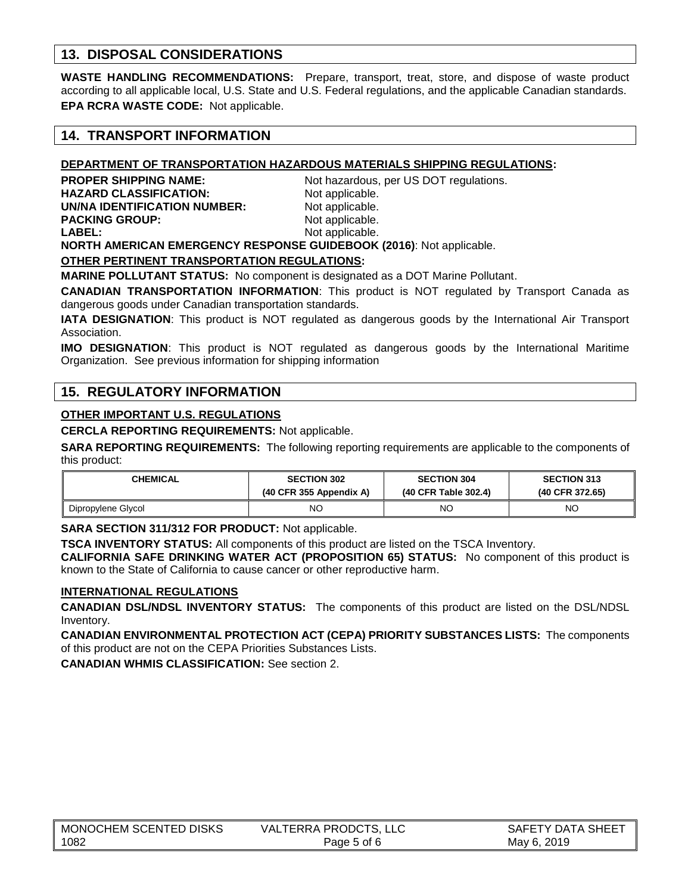## 13. DISPOSAL CONSIDERATIONS

**WASTE HANDLING RECOMMENDATIONS:** Prepare, transport, treat, store, and dispose of waste product according to all applicable local, U.S. State and U.S. Federal regulations, and the applicable Canadian standards.

**EPA RCRA WASTE CODE:** Not applicable.

## 14. TRANSPORT INFORMATION

**DEPARTMENT OF TRANSPORTATION HAZARDOUS MATERIALS SHIPPING REGULATIONS:**

**PROPER SHIPPING NAME:** Not hazardous, per US DOT regulations.
**HAZARD CLASSIFICATION:** Not applicable.
**UN/NA IDENTIFICATION NUMBER:** Not applicable.
**PACKING GROUP:** Not applicable.
**LABEL:** Not applicable.
**NORTH AMERICAN EMERGENCY RESPONSE GUIDEBOOK (2016)**: Not applicable.

**OTHER PERTINENT TRANSPORTATION REGULATIONS:**

**MARINE POLLUTANT STATUS:** No component is designated as a DOT Marine Pollutant.

**CANADIAN TRANSPORTATION INFORMATION**: This product is NOT regulated by Transport Canada as dangerous goods under Canadian transportation standards.

**IATA DESIGNATION**: This product is NOT regulated as dangerous goods by the International Air Transport Association.

**IMO DESIGNATION**: This product is NOT regulated as dangerous goods by the International Maritime Organization. See previous information for shipping information

## 15. REGULATORY INFORMATION

**OTHER IMPORTANT U.S. REGULATIONS**

**CERCLA REPORTING REQUIREMENTS:** Not applicable.

**SARA REPORTING REQUIREMENTS:** The following reporting requirements are applicable to the components of this product:

| CHEMICAL | SECTION 302 (40 CFR 355 Appendix A) | SECTION 304 (40 CFR Table 302.4) | SECTION 313 (40 CFR 372.65) |
|---|---|---|---|
| Dipropylene Glycol | NO | NO | NO |

**SARA SECTION 311/312 FOR PRODUCT:** Not applicable.

**TSCA INVENTORY STATUS:** All components of this product are listed on the TSCA Inventory.

**CALIFORNIA SAFE DRINKING WATER ACT (PROPOSITION 65) STATUS:** No component of this product is known to the State of California to cause cancer or other reproductive harm.

**INTERNATIONAL REGULATIONS**

**CANADIAN DSL/NDSL INVENTORY STATUS:** The components of this product are listed on the DSL/NDSL Inventory.

**CANADIAN ENVIRONMENTAL PROTECTION ACT (CEPA) PRIORITY SUBSTANCES LISTS:** The components of this product are not on the CEPA Priorities Substances Lists.

**CANADIAN WHMIS CLASSIFICATION:** See section 2.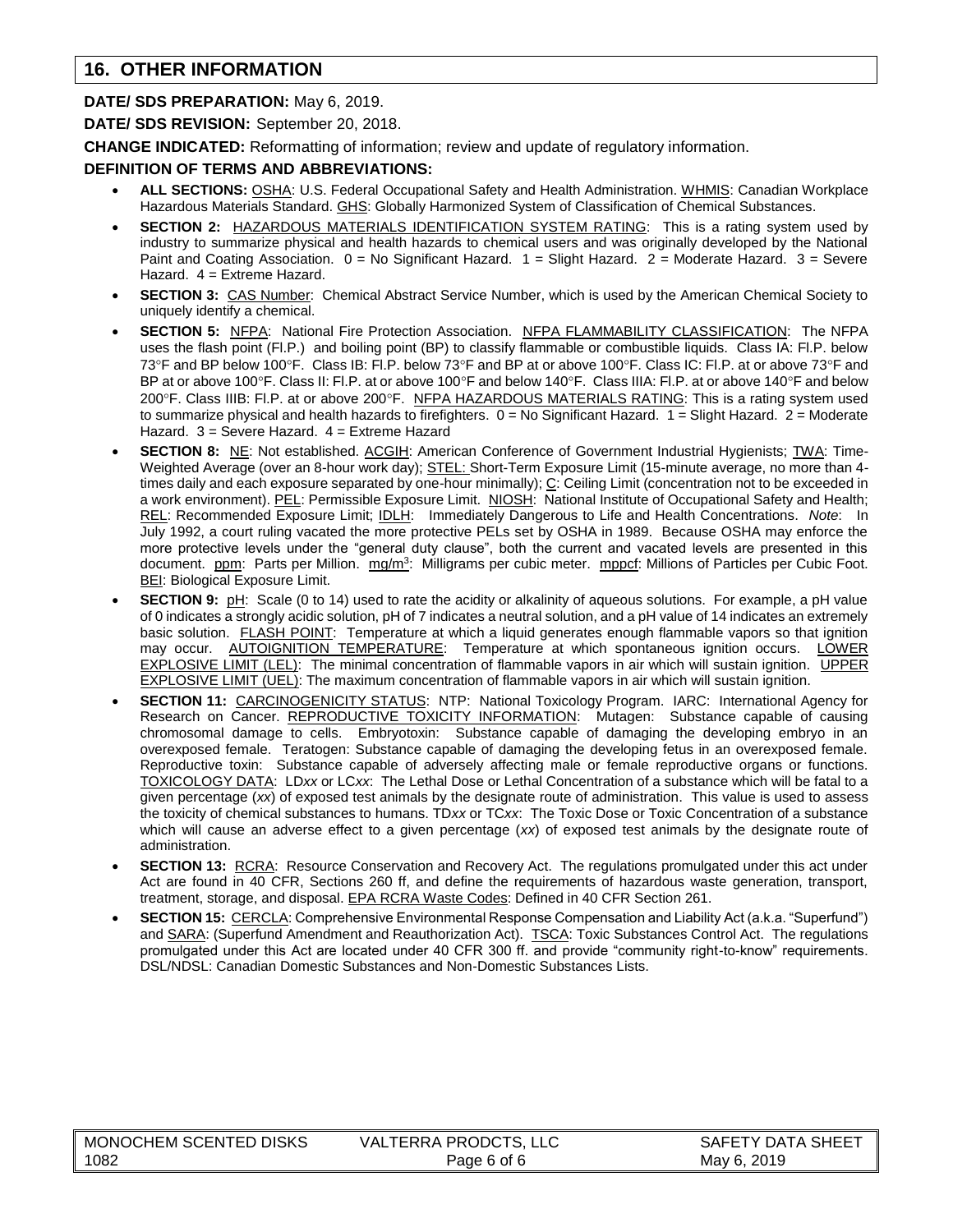## 16. OTHER INFORMATION

**DATE/ SDS PREPARATION:** May 6, 2019.

**DATE/ SDS REVISION:** September 20, 2018.

**CHANGE INDICATED:** Reformatting of information; review and update of regulatory information.

**DEFINITION OF TERMS AND ABBREVIATIONS:**

- **ALL SECTIONS:** OSHA: U.S. Federal Occupational Safety and Health Administration. WHMIS: Canadian Workplace Hazardous Materials Standard. GHS: Globally Harmonized System of Classification of Chemical Substances.
- **SECTION 2:** HAZARDOUS MATERIALS IDENTIFICATION SYSTEM RATING: This is a rating system used by industry to summarize physical and health hazards to chemical users and was originally developed by the National Paint and Coating Association. 0 = No Significant Hazard. 1 = Slight Hazard. 2 = Moderate Hazard. 3 = Severe Hazard. 4 = Extreme Hazard.
- **SECTION 3:** CAS Number: Chemical Abstract Service Number, which is used by the American Chemical Society to uniquely identify a chemical.
- **SECTION 5:** NFPA: National Fire Protection Association. NFPA FLAMMABILITY CLASSIFICATION: The NFPA uses the flash point (Fl.P.) and boiling point (BP) to classify flammable or combustible liquids. Class IA: Fl.P. below 73°F and BP below 100°F. Class IB: Fl.P. below 73°F and BP at or above 100°F. Class IC: Fl.P. at or above 73°F and BP at or above 100°F. Class II: Fl.P. at or above 100°F and below 140°F. Class IIIA: Fl.P. at or above 140°F and below 200°F. Class IIIB: Fl.P. at or above 200°F. NFPA HAZARDOUS MATERIALS RATING: This is a rating system used to summarize physical and health hazards to firefighters. 0 = No Significant Hazard. 1 = Slight Hazard. 2 = Moderate Hazard. 3 = Severe Hazard. 4 = Extreme Hazard
- **SECTION 8:** NE: Not established. ACGIH: American Conference of Government Industrial Hygienists; TWA: Time-Weighted Average (over an 8-hour work day); STEL: Short-Term Exposure Limit (15-minute average, no more than 4-times daily and each exposure separated by one-hour minimally); C: Ceiling Limit (concentration not to be exceeded in a work environment). PEL: Permissible Exposure Limit. NIOSH: National Institute of Occupational Safety and Health; REL: Recommended Exposure Limit; IDLH: Immediately Dangerous to Life and Health Concentrations. *Note*: In July 1992, a court ruling vacated the more protective PELs set by OSHA in 1989. Because OSHA may enforce the more protective levels under the "general duty clause", both the current and vacated levels are presented in this document. ppm: Parts per Million. $mg/m^3$: Milligrams per cubic meter. mppcf: Millions of Particles per Cubic Foot. BEI: Biological Exposure Limit.
- **SECTION 9:** pH: Scale (0 to 14) used to rate the acidity or alkalinity of aqueous solutions. For example, a pH value of 0 indicates a strongly acidic solution, pH of 7 indicates a neutral solution, and a pH value of 14 indicates an extremely basic solution. FLASH POINT: Temperature at which a liquid generates enough flammable vapors so that ignition may occur. AUTOIGNITION TEMPERATURE: Temperature at which spontaneous ignition occurs. LOWER EXPLOSIVE LIMIT (LEL): The minimal concentration of flammable vapors in air which will sustain ignition. UPPER EXPLOSIVE LIMIT (UEL): The maximum concentration of flammable vapors in air which will sustain ignition.
- **SECTION 11:** CARCINOGENICITY STATUS: NTP: National Toxicology Program. IARC: International Agency for Research on Cancer. REPRODUCTIVE TOXICITY INFORMATION: Mutagen: Substance capable of causing chromosomal damage to cells. Embryotoxin: Substance capable of damaging the developing embryo in an overexposed female. Teratogen: Substance capable of damaging the developing fetus in an overexposed female. Reproductive toxin: Substance capable of adversely affecting male or female reproductive organs or functions. TOXICOLOGY DATA: LD*xx* or LC*xx*: The Lethal Dose or Lethal Concentration of a substance which will be fatal to a given percentage (*xx*) of exposed test animals by the designate route of administration. This value is used to assess the toxicity of chemical substances to humans. TD*xx* or TC*xx*: The Toxic Dose or Toxic Concentration of a substance which will cause an adverse effect to a given percentage (*xx*) of exposed test animals by the designate route of administration.
- **SECTION 13:** RCRA: Resource Conservation and Recovery Act. The regulations promulgated under this act under Act are found in 40 CFR, Sections 260 ff, and define the requirements of hazardous waste generation, transport, treatment, storage, and disposal. EPA RCRA Waste Codes: Defined in 40 CFR Section 261.
- **SECTION 15:** CERCLA: Comprehensive Environmental Response Compensation and Liability Act (a.k.a. "Superfund") and SARA: (Superfund Amendment and Reauthorization Act). TSCA: Toxic Substances Control Act. The regulations promulgated under this Act are located under 40 CFR 300 ff. and provide "community right-to-know" requirements. DSL/NDSL: Canadian Domestic Substances and Non-Domestic Substances Lists.